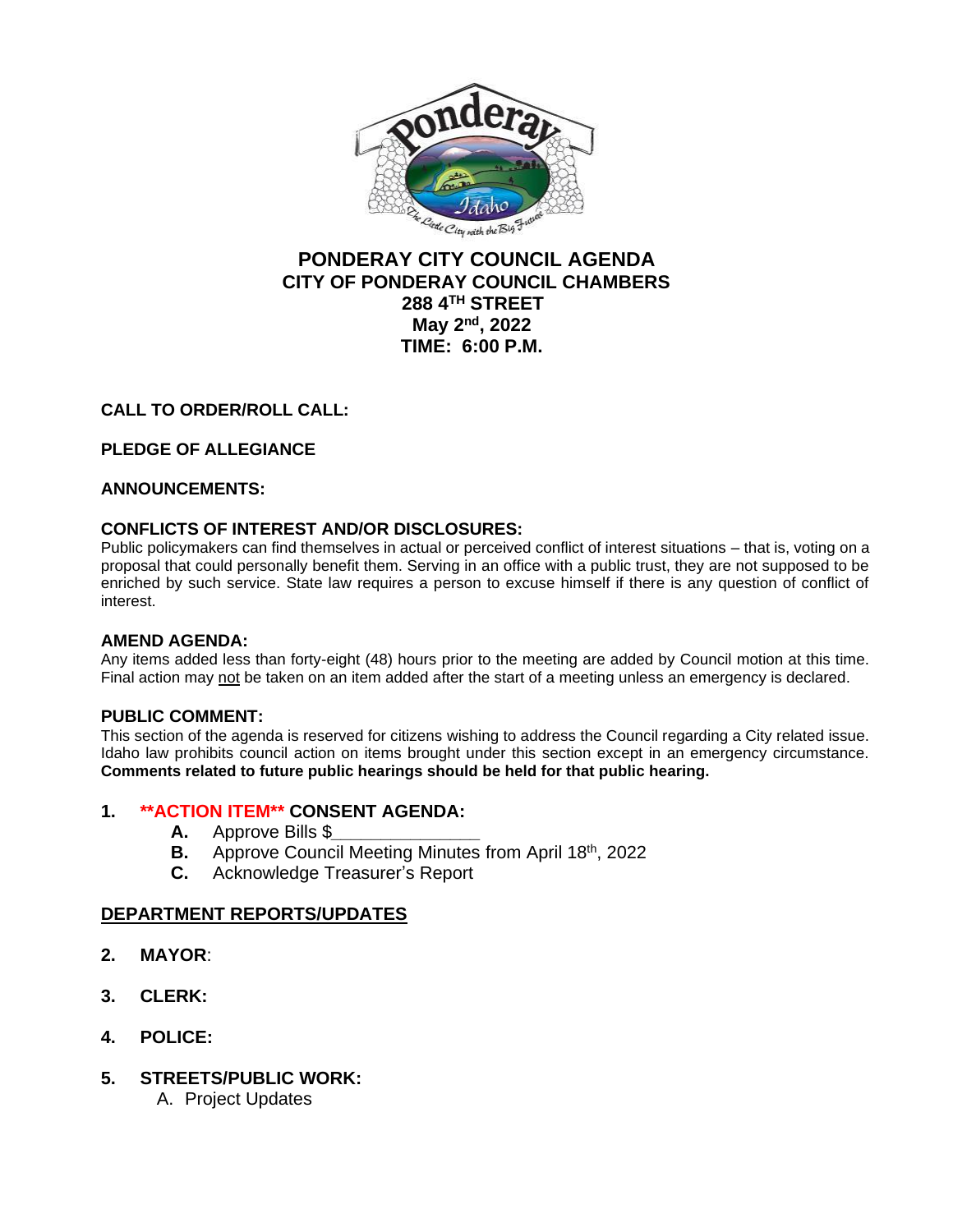# PONDERAY CITY COUNCIL AGENDA
## CITY OF PONDERAY COUNCIL CHAMBERS
## 288 4TH STREET
## May 2nd, 2022
## TIME: 6:00 P.M.

**CALL TO ORDER/ROLL CALL:**

**PLEDGE OF ALLEGIANCE**

**ANNOUNCEMENTS:**

**CONFLICTS OF INTEREST AND/OR DISCLOSURES:**
Public policymakers can find themselves in actual or perceived conflict of interest situations – that is, voting on a proposal that could personally benefit them. Serving in an office with a public trust, they are not supposed to be enriched by such service. State law requires a person to excuse himself if there is any question of conflict of interest.

**AMEND AGENDA:**
Any items added less than forty-eight (48) hours prior to the meeting are added by Council motion at this time. Final action may not be taken on an item added after the start of a meeting unless an emergency is declared.

**PUBLIC COMMENT:**
This section of the agenda is reserved for citizens wishing to address the Council regarding a City related issue. Idaho law prohibits council action on items brought under this section except in an emergency circumstance. **Comments related to future public hearings should be held for that public hearing.**

1. **\*\*ACTION ITEM\*\* CONSENT AGENDA:**
   - **A.** Approve Bills $______________
   - **B.** Approve Council Meeting Minutes from April 18th, 2022
   - **C.** Acknowledge Treasurer's Report

**DEPARTMENT REPORTS/UPDATES**

2. **MAYOR**:

3. **CLERK:**

4. **POLICE:**

5. **STREETS/PUBLIC WORK:**
   - A. Project Updates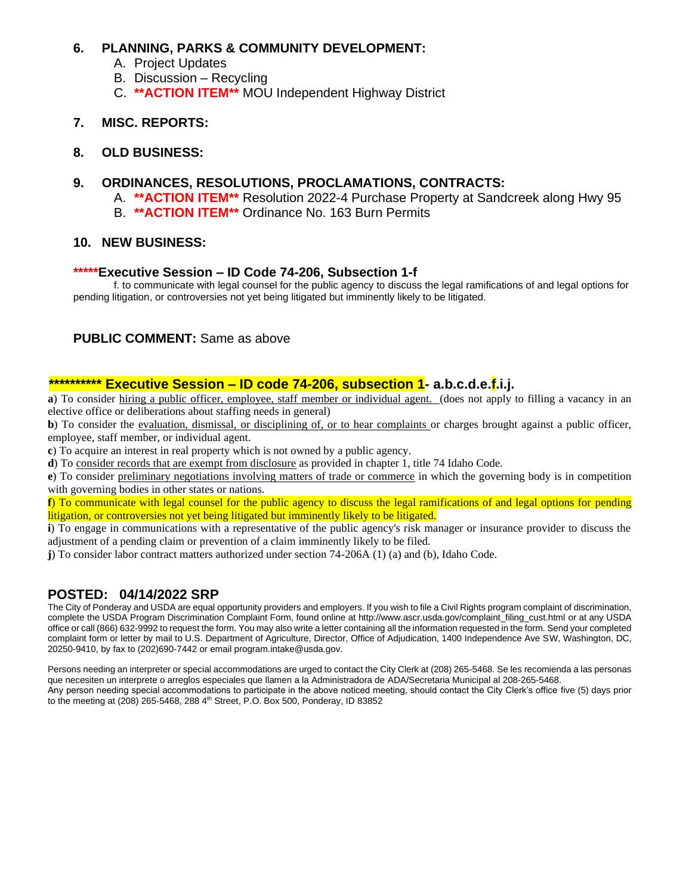6. **PLANNING, PARKS & COMMUNITY DEVELOPMENT:**
   - A. Project Updates
   - B. Discussion – Recycling
   - C. **\*\*ACTION ITEM\*\*** MOU Independent Highway District

7. **MISC. REPORTS:**

8. **OLD BUSINESS:**

9. **ORDINANCES, RESOLUTIONS, PROCLAMATIONS, CONTRACTS:**
   - A. **\*\*ACTION ITEM\*\*** Resolution 2022-4 Purchase Property at Sandcreek along Hwy 95
   - B. **\*\*ACTION ITEM\*\*** Ordinance No. 163 Burn Permits

10. **NEW BUSINESS:**

**\*\*\*\*\*Executive Session – ID Code 74-206, Subsection 1-f**

f. to communicate with legal counsel for the public agency to discuss the legal ramifications of and legal options for pending litigation, or controversies not yet being litigated but imminently likely to be litigated.

**PUBLIC COMMENT:** Same as above

## \*\*\*\*\*\*\*\*\*\* Executive Session – ID code 74-206, subsection 1- a.b.c.d.e.f.i.j.

**a**) To consider hiring a public officer, employee, staff member or individual agent. (does not apply to filling a vacancy in an elective office or deliberations about staffing needs in general)

**b**) To consider the evaluation, dismissal, or disciplining of, or to hear complaints or charges brought against a public officer, employee, staff member, or individual agent.

**c**) To acquire an interest in real property which is not owned by a public agency.

**d**) To consider records that are exempt from disclosure as provided in chapter 1, title 74 Idaho Code.

**e**) To consider preliminary negotiations involving matters of trade or commerce in which the governing body is in competition with governing bodies in other states or nations.

**f**) To communicate with legal counsel for the public agency to discuss the legal ramifications of and legal options for pending litigation, or controversies not yet being litigated but imminently likely to be litigated.

**i**) To engage in communications with a representative of the public agency's risk manager or insurance provider to discuss the adjustment of a pending claim or prevention of a claim imminently likely to be filed.

**j**) To consider labor contract matters authorized under section 74-206A (1) (a) and (b), Idaho Code.

## POSTED: 04/14/2022 SRP

The City of Ponderay and USDA are equal opportunity providers and employers. If you wish to file a Civil Rights program complaint of discrimination, complete the USDA Program Discrimination Complaint Form, found online at http://www.ascr.usda.gov/complaint_filing_cust.html or at any USDA office or call (866) 632-9992 to request the form. You may also write a letter containing all the information requested in the form. Send your completed complaint form or letter by mail to U.S. Department of Agriculture, Director, Office of Adjudication, 1400 Independence Ave SW, Washington, DC, 20250-9410, by fax to (202)690-7442 or email program.intake@usda.gov.

Persons needing an interpreter or special accommodations are urged to contact the City Clerk at (208) 265-5468. Se les recomienda a las personas que necesiten un interprete o arreglos especiales que llamen a la Administradora de ADA/Secretaria Municipal al 208-265-5468.
Any person needing special accommodations to participate in the above noticed meeting, should contact the City Clerk's office five (5) days prior to the meeting at (208) 265-5468, 288 4th Street, P.O. Box 500, Ponderay, ID 83852